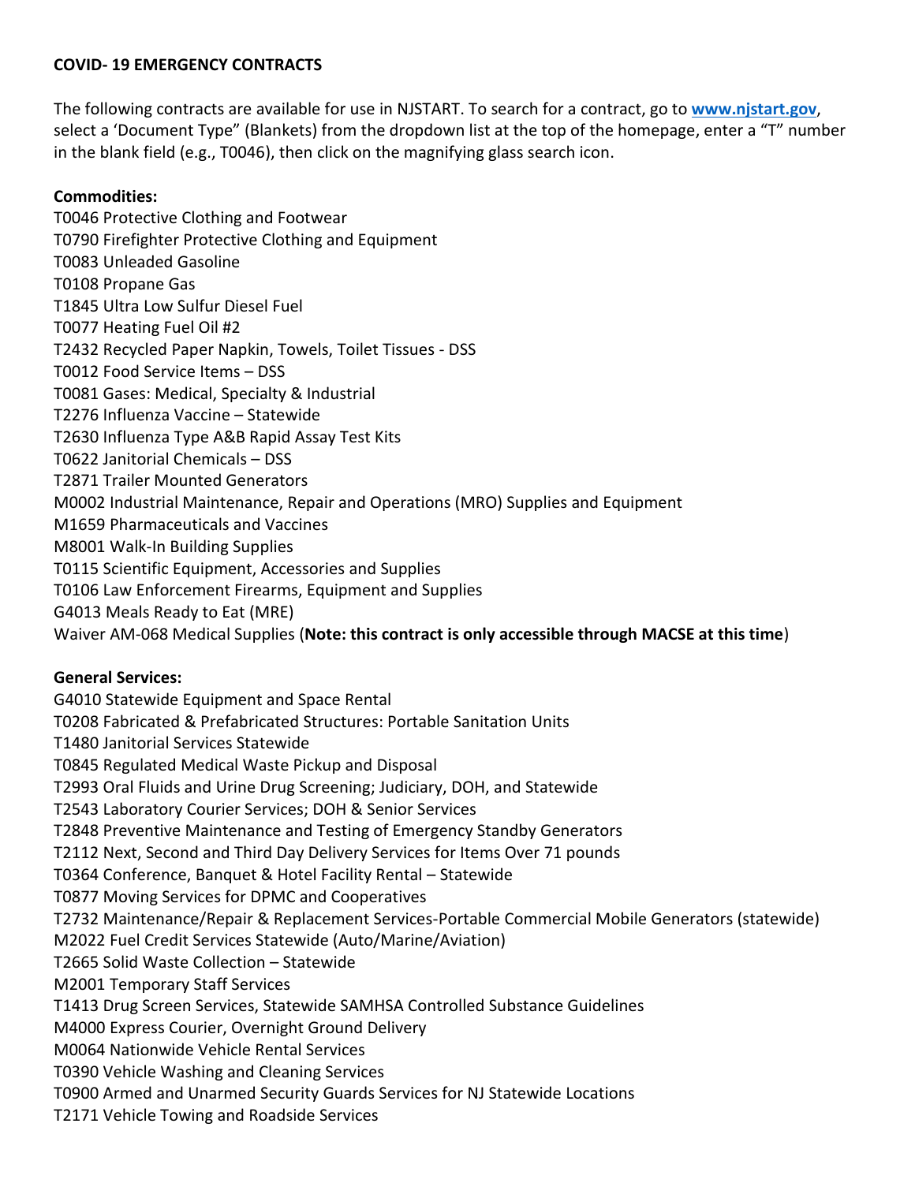**COVID- 19 EMERGENCY CONTRACTS**

The following contracts are available for use in NJSTART. To search for a contract, go to **[www.njstart.gov](http://www.njstart.gov)**, select a 'Document Type" (Blankets) from the dropdown list at the top of the homepage, enter a "T" number in the blank field (e.g., T0046), then click on the magnifying glass search icon.

**Commodities:**

T0046 Protective Clothing and Footwear
T0790 Firefighter Protective Clothing and Equipment
T0083 Unleaded Gasoline
T0108 Propane Gas
T1845 Ultra Low Sulfur Diesel Fuel
T0077 Heating Fuel Oil #2
T2432 Recycled Paper Napkin, Towels, Toilet Tissues - DSS
T0012 Food Service Items – DSS
T0081 Gases: Medical, Specialty & Industrial
T2276 Influenza Vaccine – Statewide
T2630 Influenza Type A&B Rapid Assay Test Kits
T0622 Janitorial Chemicals – DSS
T2871 Trailer Mounted Generators
M0002 Industrial Maintenance, Repair and Operations (MRO) Supplies and Equipment
M1659 Pharmaceuticals and Vaccines
M8001 Walk-In Building Supplies
T0115 Scientific Equipment, Accessories and Supplies
T0106 Law Enforcement Firearms, Equipment and Supplies
G4013 Meals Ready to Eat (MRE)
Waiver AM-068 Medical Supplies (**Note: this contract is only accessible through MACSE at this time**)

**General Services:**

G4010 Statewide Equipment and Space Rental
T0208 Fabricated & Prefabricated Structures: Portable Sanitation Units
T1480 Janitorial Services Statewide
T0845 Regulated Medical Waste Pickup and Disposal
T2993 Oral Fluids and Urine Drug Screening; Judiciary, DOH, and Statewide
T2543 Laboratory Courier Services; DOH & Senior Services
T2848 Preventive Maintenance and Testing of Emergency Standby Generators
T2112 Next, Second and Third Day Delivery Services for Items Over 71 pounds
T0364 Conference, Banquet & Hotel Facility Rental – Statewide
T0877 Moving Services for DPMC and Cooperatives
T2732 Maintenance/Repair & Replacement Services-Portable Commercial Mobile Generators (statewide)
M2022 Fuel Credit Services Statewide (Auto/Marine/Aviation)
T2665 Solid Waste Collection – Statewide
M2001 Temporary Staff Services
T1413 Drug Screen Services, Statewide SAMHSA Controlled Substance Guidelines
M4000 Express Courier, Overnight Ground Delivery
M0064 Nationwide Vehicle Rental Services
T0390 Vehicle Washing and Cleaning Services
T0900 Armed and Unarmed Security Guards Services for NJ Statewide Locations
T2171 Vehicle Towing and Roadside Services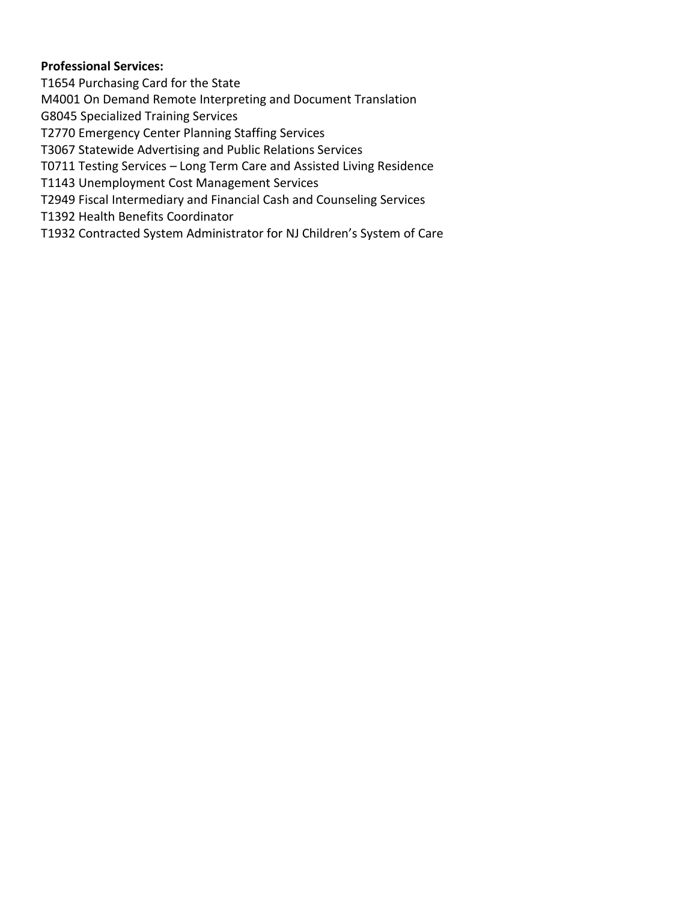**Professional Services:**

T1654 Purchasing Card for the State
M4001 On Demand Remote Interpreting and Document Translation
G8045 Specialized Training Services
T2770 Emergency Center Planning Staffing Services
T3067 Statewide Advertising and Public Relations Services
T0711 Testing Services – Long Term Care and Assisted Living Residence
T1143 Unemployment Cost Management Services
T2949 Fiscal Intermediary and Financial Cash and Counseling Services
T1392 Health Benefits Coordinator
T1932 Contracted System Administrator for NJ Children's System of Care